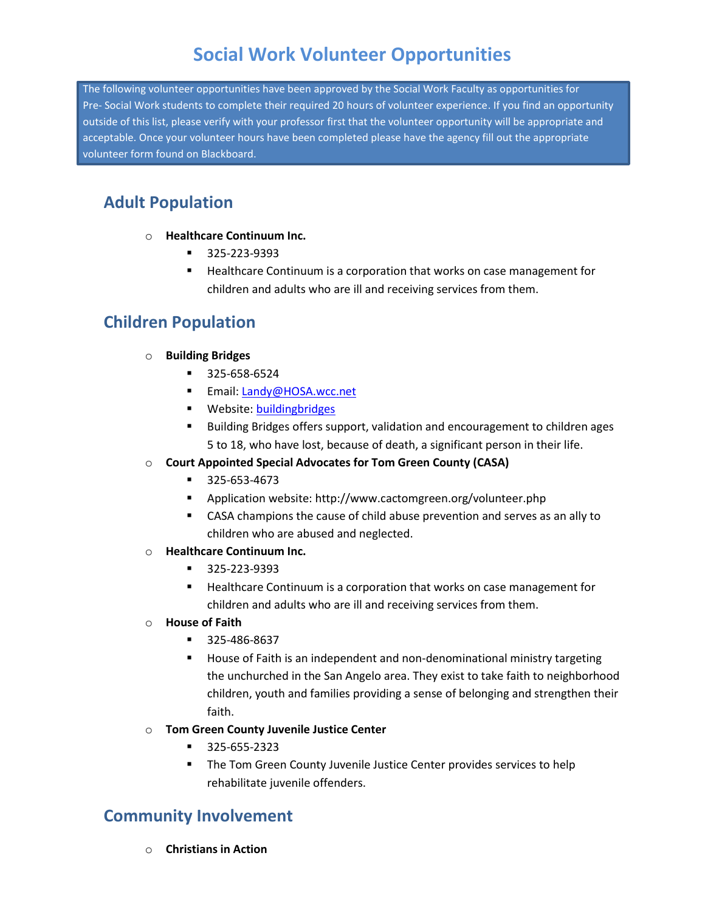# Social Work Volunteer Opportunities

The following volunteer opportunities have been approved by the Social Work Faculty as opportunities for Pre- Social Work students to complete their required 20 hours of volunteer experience. If you find an opportunity outside of this list, please verify with your professor first that the volunteer opportunity will be appropriate and acceptable. Once your volunteer hours have been completed please have the agency fill out the appropriate volunteer form found on Blackboard.

## Adult Population

- **Healthcare Continuum Inc.**
  - 325-223-9393
  - Healthcare Continuum is a corporation that works on case management for children and adults who are ill and receiving services from them.

## Children Population

- **Building Bridges**
  - 325-658-6524
  - Email: Landy@HOSA.wcc.net
  - Website: buildingbridges
  - Building Bridges offers support, validation and encouragement to children ages 5 to 18, who have lost, because of death, a significant person in their life.
- **Court Appointed Special Advocates for Tom Green County (CASA)**
  - 325-653-4673
  - Application website: http://www.cactomgreen.org/volunteer.php
  - CASA champions the cause of child abuse prevention and serves as an ally to children who are abused and neglected.
- **Healthcare Continuum Inc.**
  - 325-223-9393
  - Healthcare Continuum is a corporation that works on case management for children and adults who are ill and receiving services from them.
- **House of Faith**
  - 325-486-8637
  - House of Faith is an independent and non-denominational ministry targeting the unchurched in the San Angelo area. They exist to take faith to neighborhood children, youth and families providing a sense of belonging and strengthen their faith.
- **Tom Green County Juvenile Justice Center**
  - 325-655-2323
  - The Tom Green County Juvenile Justice Center provides services to help rehabilitate juvenile offenders.

## Community Involvement

- **Christians in Action**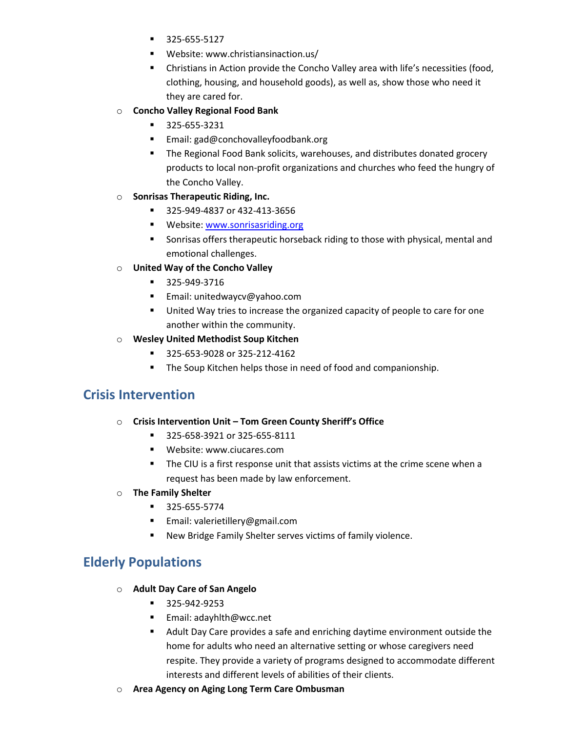- 325-655-5127
    - Website: www.christiansinaction.us/
    - Christians in Action provide the Concho Valley area with life's necessities (food, clothing, housing, and household goods), as well as, show those who need it they are cared for.
- **Concho Valley Regional Food Bank**
    - 325-655-3231
    - Email: gad@conchovalleyfoodbank.org
    - The Regional Food Bank solicits, warehouses, and distributes donated grocery products to local non-profit organizations and churches who feed the hungry of the Concho Valley.
- **Sonrisas Therapeutic Riding, Inc.**
    - 325-949-4837 or 432-413-3656
    - Website: www.sonrisasriding.org
    - Sonrisas offers therapeutic horseback riding to those with physical, mental and emotional challenges.
- **United Way of the Concho Valley**
    - 325-949-3716
    - Email: unitedwaycv@yahoo.com
    - United Way tries to increase the organized capacity of people to care for one another within the community.
- **Wesley United Methodist Soup Kitchen**
    - 325-653-9028 or 325-212-4162
    - The Soup Kitchen helps those in need of food and companionship.

## Crisis Intervention

- **Crisis Intervention Unit – Tom Green County Sheriff's Office**
    - 325-658-3921 or 325-655-8111
    - Website: www.ciucares.com
    - The CIU is a first response unit that assists victims at the crime scene when a request has been made by law enforcement.
- **The Family Shelter**
    - 325-655-5774
    - Email: valerietillery@gmail.com
    - New Bridge Family Shelter serves victims of family violence.

## Elderly Populations

- **Adult Day Care of San Angelo**
    - 325-942-9253
    - Email: adayhlth@wcc.net
    - Adult Day Care provides a safe and enriching daytime environment outside the home for adults who need an alternative setting or whose caregivers need respite. They provide a variety of programs designed to accommodate different interests and different levels of abilities of their clients.
- **Area Agency on Aging Long Term Care Ombusman**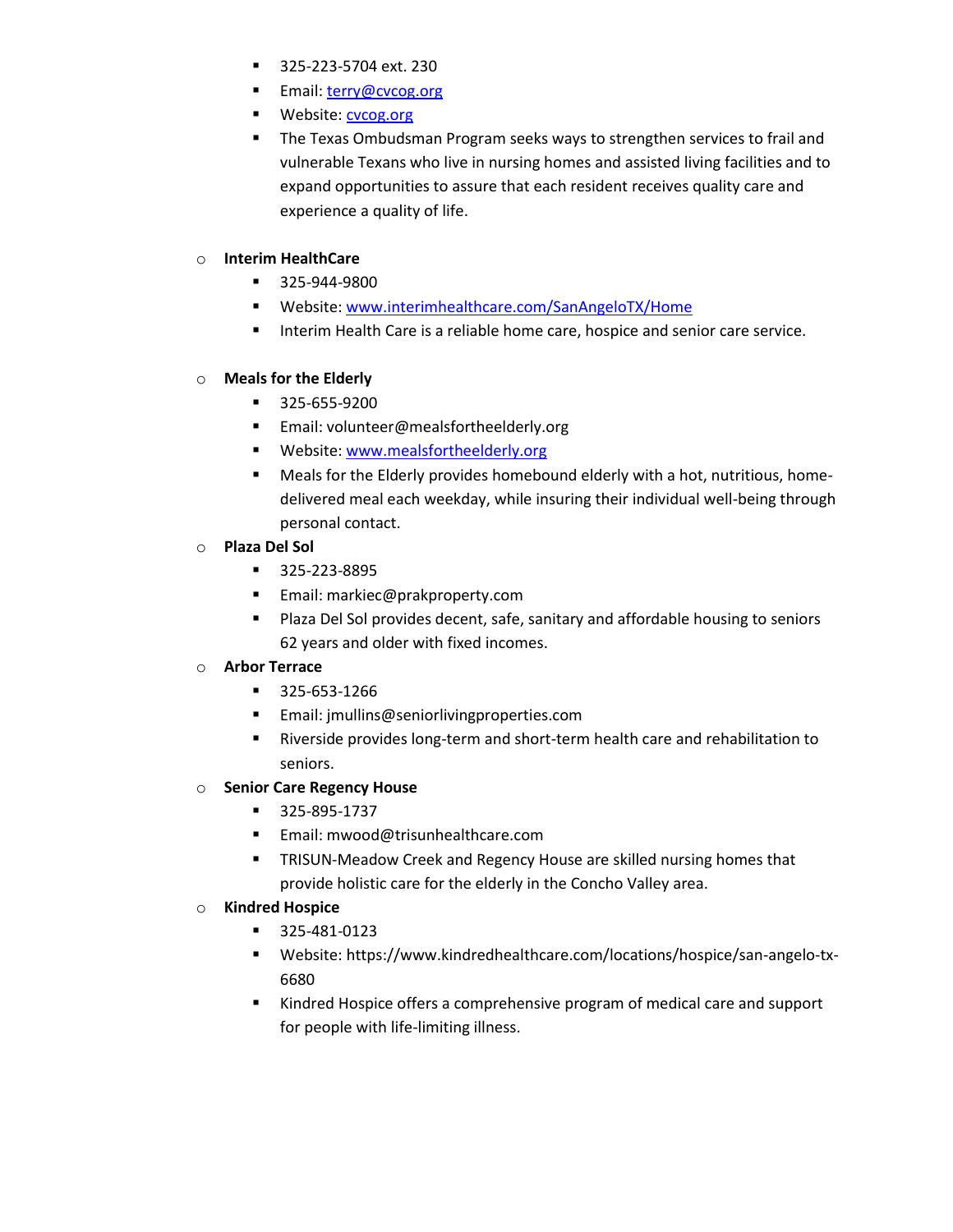- 325-223-5704 ext. 230
    - Email: [terry@cvcog.org](mailto:terry@cvcog.org)
    - Website: [cvcog.org](cvcog.org)
    - The Texas Ombudsman Program seeks ways to strengthen services to frail and vulnerable Texans who live in nursing homes and assisted living facilities and to expand opportunities to assure that each resident receives quality care and experience a quality of life.

- **Interim HealthCare**
    - 325-944-9800
    - Website: [www.interimhealthcare.com/SanAngeloTX/Home](www.interimhealthcare.com/SanAngeloTX/Home)
    - Interim Health Care is a reliable home care, hospice and senior care service.

- **Meals for the Elderly**
    - 325-655-9200
    - Email: volunteer@mealsfortheelderly.org
    - Website: [www.mealsfortheelderly.org](www.mealsfortheelderly.org)
    - Meals for the Elderly provides homebound elderly with a hot, nutritious, home-delivered meal each weekday, while insuring their individual well-being through personal contact.
- **Plaza Del Sol**
    - 325-223-8895
    - Email: markiec@prakproperty.com
    - Plaza Del Sol provides decent, safe, sanitary and affordable housing to seniors 62 years and older with fixed incomes.
- **Arbor Terrace**
    - 325-653-1266
    - Email: jmullins@seniorlivingproperties.com
    - Riverside provides long-term and short-term health care and rehabilitation to seniors.
- **Senior Care Regency House**
    - 325-895-1737
    - Email: mwood@trisunhealthcare.com
    - TRISUN-Meadow Creek and Regency House are skilled nursing homes that provide holistic care for the elderly in the Concho Valley area.
- **Kindred Hospice**
    - 325-481-0123
    - Website: https://www.kindredhealthcare.com/locations/hospice/san-angelo-tx-6680
    - Kindred Hospice offers a comprehensive program of medical care and support for people with life-limiting illness.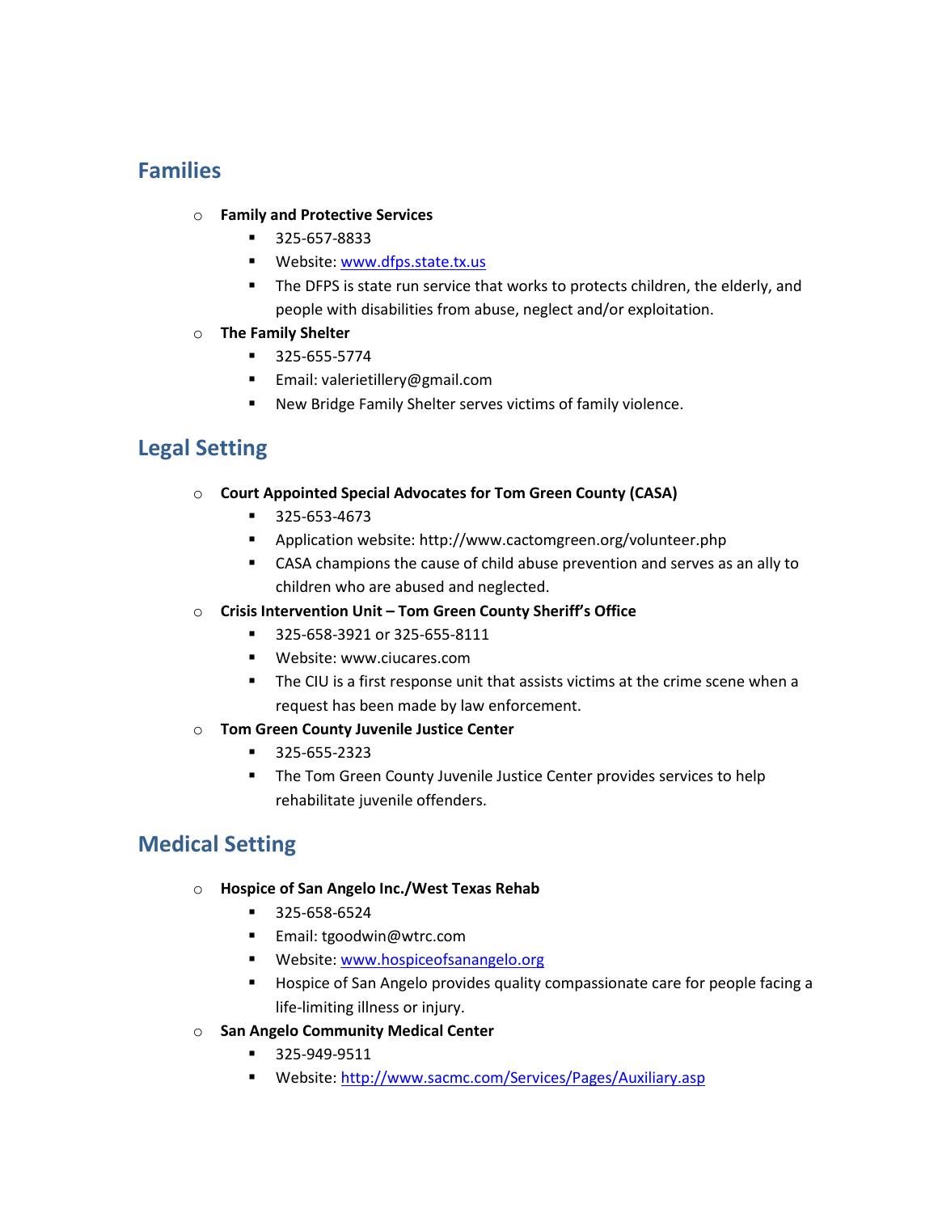## Families

- **Family and Protective Services**
  - 325-657-8833
  - Website: [www.dfps.state.tx.us](www.dfps.state.tx.us)
  - The DFPS is state run service that works to protects children, the elderly, and people with disabilities from abuse, neglect and/or exploitation.
- **The Family Shelter**
  - 325-655-5774
  - Email: valerietillery@gmail.com
  - New Bridge Family Shelter serves victims of family violence.

## Legal Setting

- **Court Appointed Special Advocates for Tom Green County (CASA)**
  - 325-653-4673
  - Application website: http://www.cactomgreen.org/volunteer.php
  - CASA champions the cause of child abuse prevention and serves as an ally to children who are abused and neglected.
- **Crisis Intervention Unit – Tom Green County Sheriff's Office**
  - 325-658-3921 or 325-655-8111
  - Website: www.ciucares.com
  - The CIU is a first response unit that assists victims at the crime scene when a request has been made by law enforcement.
- **Tom Green County Juvenile Justice Center**
  - 325-655-2323
  - The Tom Green County Juvenile Justice Center provides services to help rehabilitate juvenile offenders.

## Medical Setting

- **Hospice of San Angelo Inc./West Texas Rehab**
  - 325-658-6524
  - Email: tgoodwin@wtrc.com
  - Website: [www.hospiceofsanangelo.org](www.hospiceofsanangelo.org)
  - Hospice of San Angelo provides quality compassionate care for people facing a life-limiting illness or injury.
- **San Angelo Community Medical Center**
  - 325-949-9511
  - Website: [http://www.sacmc.com/Services/Pages/Auxiliary.asp](http://www.sacmc.com/Services/Pages/Auxiliary.asp)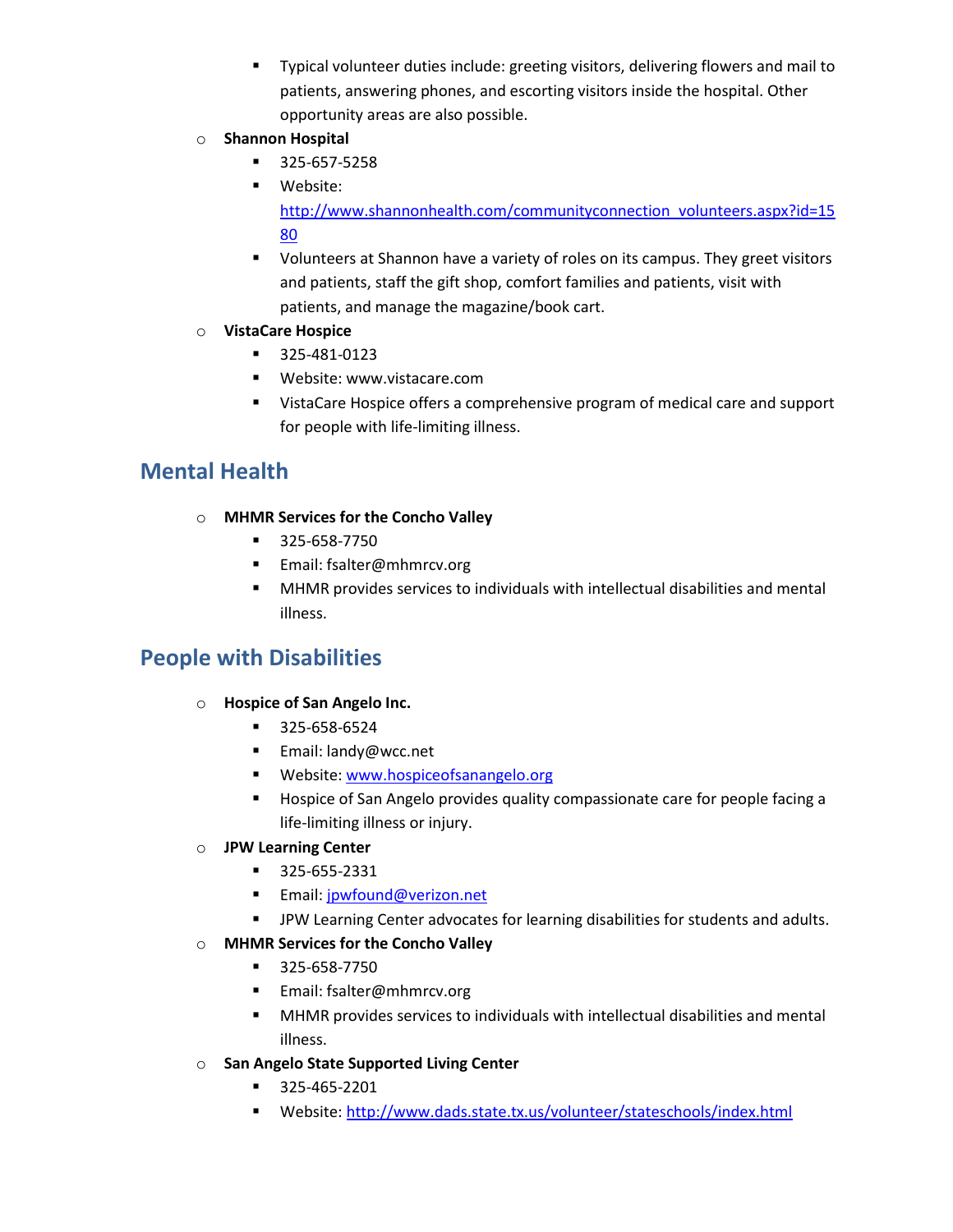- Typical volunteer duties include: greeting visitors, delivering flowers and mail to patients, answering phones, and escorting visitors inside the hospital. Other opportunity areas are also possible.
- **Shannon Hospital**
    - 325-657-5258
    - Website: http://www.shannonhealth.com/communityconnection_volunteers.aspx?id=1580
    - Volunteers at Shannon have a variety of roles on its campus. They greet visitors and patients, staff the gift shop, comfort families and patients, visit with patients, and manage the magazine/book cart.
- **VistaCare Hospice**
    - 325-481-0123
    - Website: www.vistacare.com
    - VistaCare Hospice offers a comprehensive program of medical care and support for people with life-limiting illness.

## Mental Health

- **MHMR Services for the Concho Valley**
    - 325-658-7750
    - Email: fsalter@mhmrcv.org
    - MHMR provides services to individuals with intellectual disabilities and mental illness.

## People with Disabilities

- **Hospice of San Angelo Inc.**
    - 325-658-6524
    - Email: landy@wcc.net
    - Website: www.hospiceofsanangelo.org
    - Hospice of San Angelo provides quality compassionate care for people facing a life-limiting illness or injury.
- **JPW Learning Center**
    - 325-655-2331
    - Email: jpwfound@verizon.net
    - JPW Learning Center advocates for learning disabilities for students and adults.
- **MHMR Services for the Concho Valley**
    - 325-658-7750
    - Email: fsalter@mhmrcv.org
    - MHMR provides services to individuals with intellectual disabilities and mental illness.
- **San Angelo State Supported Living Center**
    - 325-465-2201
    - Website: http://www.dads.state.tx.us/volunteer/stateschools/index.html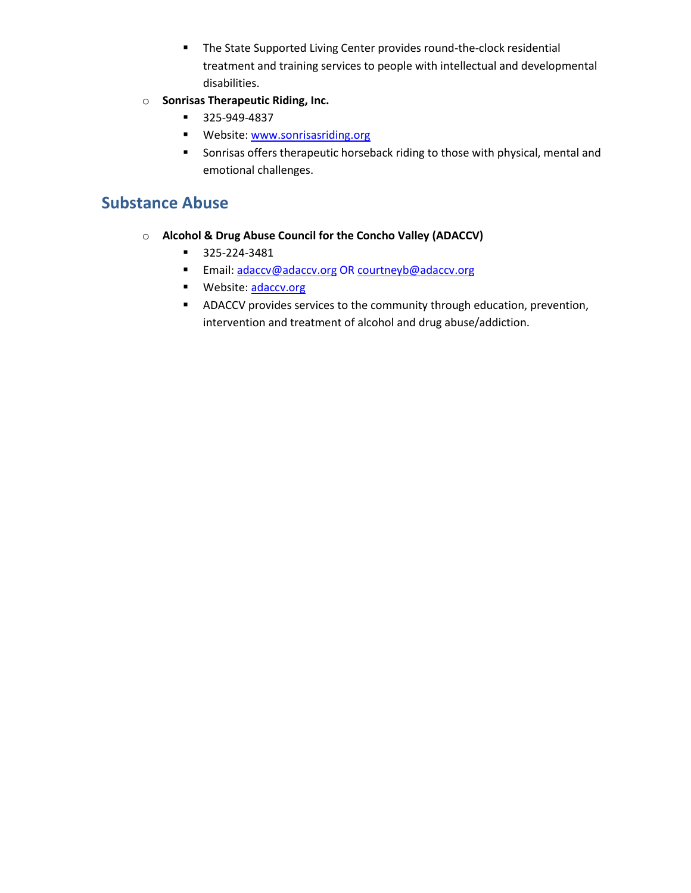- The State Supported Living Center provides round-the-clock residential treatment and training services to people with intellectual and developmental disabilities.
- **Sonrisas Therapeutic Riding, Inc.**
    - 325-949-4837
    - Website: www.sonrisasriding.org
    - Sonrisas offers therapeutic horseback riding to those with physical, mental and emotional challenges.

## Substance Abuse

- **Alcohol & Drug Abuse Council for the Concho Valley (ADACCV)**
    - 325-224-3481
    - Email: adaccv@adaccv.org OR courtneyb@adaccv.org
    - Website: adaccv.org
    - ADACCV provides services to the community through education, prevention, intervention and treatment of alcohol and drug abuse/addiction.